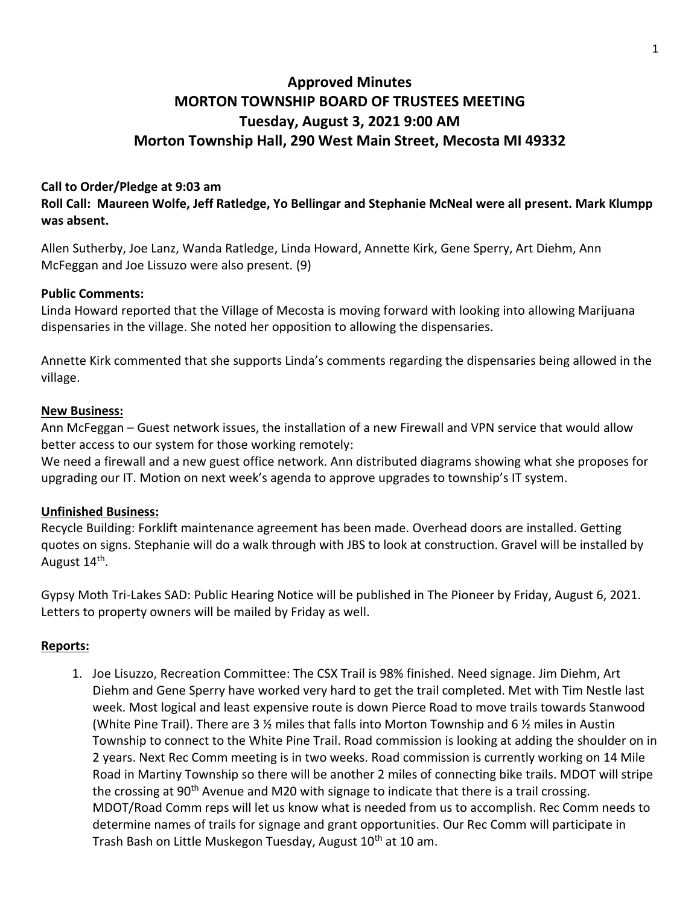# Approved Minutes
# MORTON TOWNSHIP BOARD OF TRUSTEES MEETING
# Tuesday, August 3, 2021 9:00 AM
# Morton Township Hall, 290 West Main Street, Mecosta MI 49332

**Call to Order/Pledge at 9:03 am**

**Roll Call: Maureen Wolfe, Jeff Ratledge, Yo Bellingar and Stephanie McNeal were all present. Mark Klumpp was absent.**

Allen Sutherby, Joe Lanz, Wanda Ratledge, Linda Howard, Annette Kirk, Gene Sperry, Art Diehm, Ann McFeggan and Joe Lissuzo were also present. (9)

**Public Comments:**

Linda Howard reported that the Village of Mecosta is moving forward with looking into allowing Marijuana dispensaries in the village. She noted her opposition to allowing the dispensaries.

Annette Kirk commented that she supports Linda's comments regarding the dispensaries being allowed in the village.

**New Business:**

Ann McFeggan – Guest network issues, the installation of a new Firewall and VPN service that would allow better access to our system for those working remotely:

We need a firewall and a new guest office network. Ann distributed diagrams showing what she proposes for upgrading our IT. Motion on next week's agenda to approve upgrades to township's IT system.

**Unfinished Business:**

Recycle Building: Forklift maintenance agreement has been made. Overhead doors are installed. Getting quotes on signs. Stephanie will do a walk through with JBS to look at construction. Gravel will be installed by August 14th.

Gypsy Moth Tri-Lakes SAD: Public Hearing Notice will be published in The Pioneer by Friday, August 6, 2021. Letters to property owners will be mailed by Friday as well.

**Reports:**

1. Joe Lisuzzo, Recreation Committee: The CSX Trail is 98% finished. Need signage. Jim Diehm, Art Diehm and Gene Sperry have worked very hard to get the trail completed. Met with Tim Nestle last week. Most logical and least expensive route is down Pierce Road to move trails towards Stanwood (White Pine Trail). There are 3 ½ miles that falls into Morton Township and 6 ½ miles in Austin Township to connect to the White Pine Trail. Road commission is looking at adding the shoulder on in 2 years. Next Rec Comm meeting is in two weeks. Road commission is currently working on 14 Mile Road in Martiny Township so there will be another 2 miles of connecting bike trails. MDOT will stripe the crossing at 90th Avenue and M20 with signage to indicate that there is a trail crossing. MDOT/Road Comm reps will let us know what is needed from us to accomplish. Rec Comm needs to determine names of trails for signage and grant opportunities. Our Rec Comm will participate in Trash Bash on Little Muskegon Tuesday, August 10th at 10 am.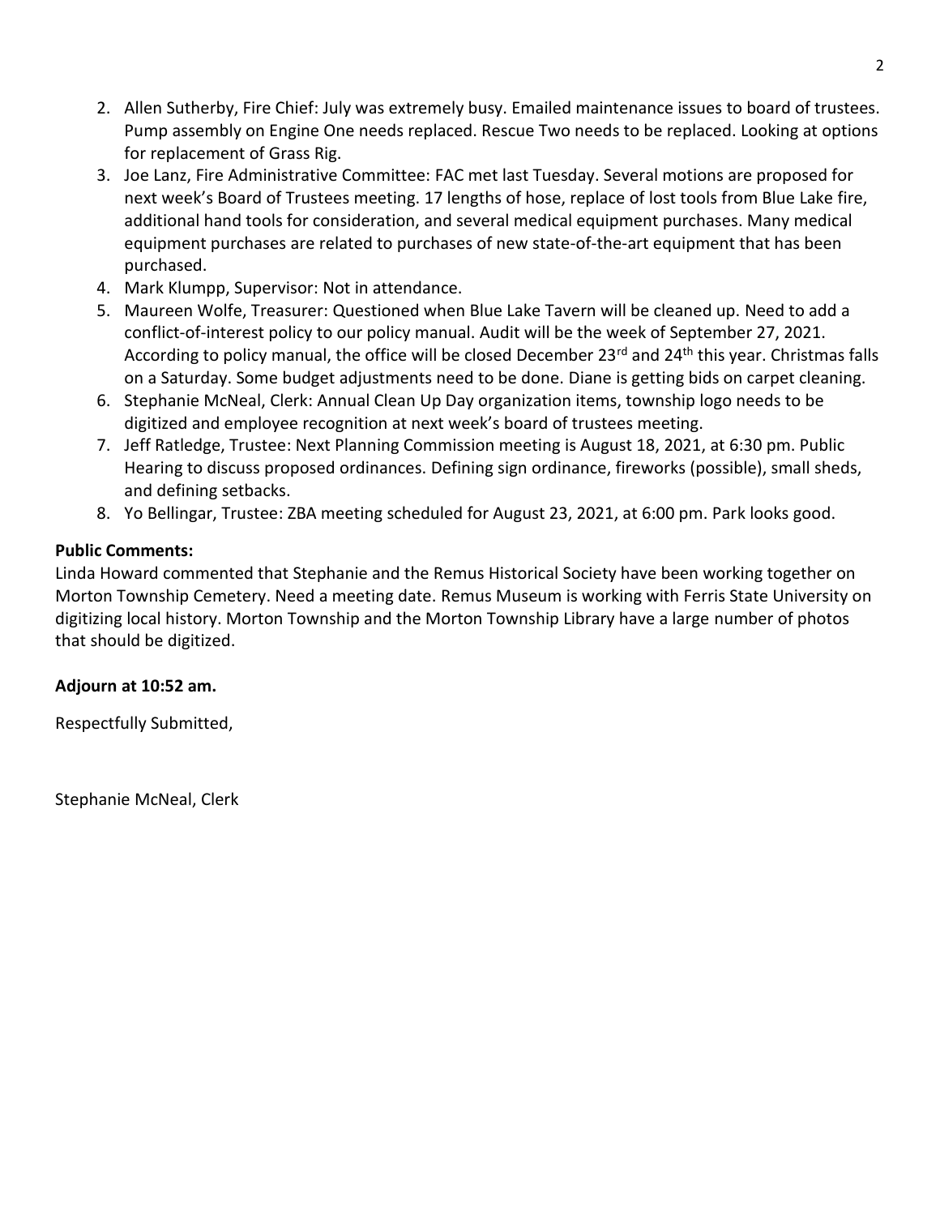2. Allen Sutherby, Fire Chief: July was extremely busy. Emailed maintenance issues to board of trustees. Pump assembly on Engine One needs replaced. Rescue Two needs to be replaced. Looking at options for replacement of Grass Rig.
3. Joe Lanz, Fire Administrative Committee: FAC met last Tuesday. Several motions are proposed for next week's Board of Trustees meeting. 17 lengths of hose, replace of lost tools from Blue Lake fire, additional hand tools for consideration, and several medical equipment purchases. Many medical equipment purchases are related to purchases of new state-of-the-art equipment that has been purchased.
4. Mark Klumpp, Supervisor: Not in attendance.
5. Maureen Wolfe, Treasurer: Questioned when Blue Lake Tavern will be cleaned up. Need to add a conflict-of-interest policy to our policy manual. Audit will be the week of September 27, 2021. According to policy manual, the office will be closed December 23rd and 24th this year. Christmas falls on a Saturday. Some budget adjustments need to be done. Diane is getting bids on carpet cleaning.
6. Stephanie McNeal, Clerk: Annual Clean Up Day organization items, township logo needs to be digitized and employee recognition at next week's board of trustees meeting.
7. Jeff Ratledge, Trustee: Next Planning Commission meeting is August 18, 2021, at 6:30 pm. Public Hearing to discuss proposed ordinances. Defining sign ordinance, fireworks (possible), small sheds, and defining setbacks.
8. Yo Bellingar, Trustee: ZBA meeting scheduled for August 23, 2021, at 6:00 pm. Park looks good.

**Public Comments:**

Linda Howard commented that Stephanie and the Remus Historical Society have been working together on Morton Township Cemetery. Need a meeting date. Remus Museum is working with Ferris State University on digitizing local history. Morton Township and the Morton Township Library have a large number of photos that should be digitized.

**Adjourn at 10:52 am.**

Respectfully Submitted,

Stephanie McNeal, Clerk